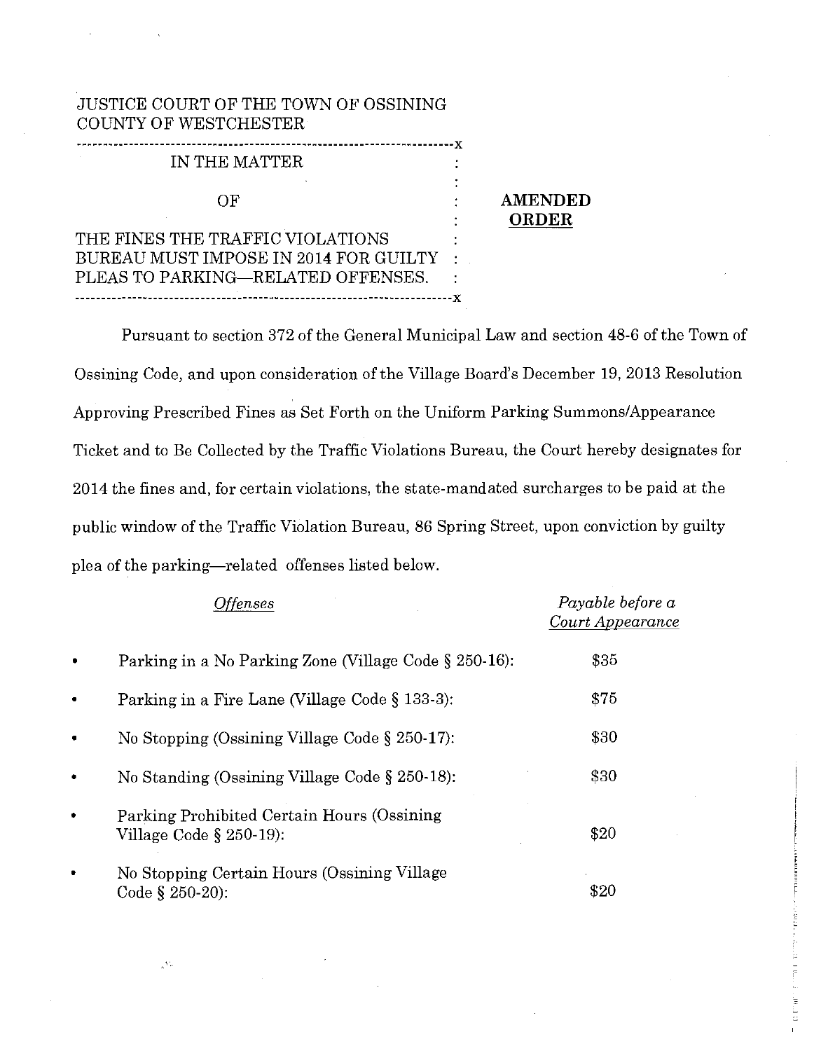JUSTICE COURT OF THE TOWN OF OSSINING
COUNTY OF WESTCHESTER

IN THE MATTER

OF

THE FINES THE TRAFFIC VIOLATIONS BUREAU MUST IMPOSE IN 2014 FOR GUILTY PLEAS TO PARKING—RELATED OFFENSES.

**AMENDED ORDER**

Pursuant to section 372 of the General Municipal Law and section 48-6 of the Town of Ossining Code, and upon consideration of the Village Board's December 19, 2013 Resolution Approving Prescribed Fines as Set Forth on the Uniform Parking Summons/Appearance Ticket and to Be Collected by the Traffic Violations Bureau, the Court hereby designates for 2014 the fines and, for certain violations, the state-mandated surcharges to be paid at the public window of the Traffic Violation Bureau, 86 Spring Street, upon conviction by guilty plea of the parking—related offenses listed below.

| *Offenses* | *Payable before a Court Appearance* |
|---|---|
| • Parking in a No Parking Zone (Village Code § 250-16): | $35 |
| • Parking in a Fire Lane (Village Code § 133-3): | $75 |
| • No Stopping (Ossining Village Code § 250-17): | $30 |
| • No Standing (Ossining Village Code § 250-18): | $30 |
| • Parking Prohibited Certain Hours (Ossining Village Code § 250-19): | $20 |
| • No Stopping Certain Hours (Ossining Village Code § 250-20): | $20 |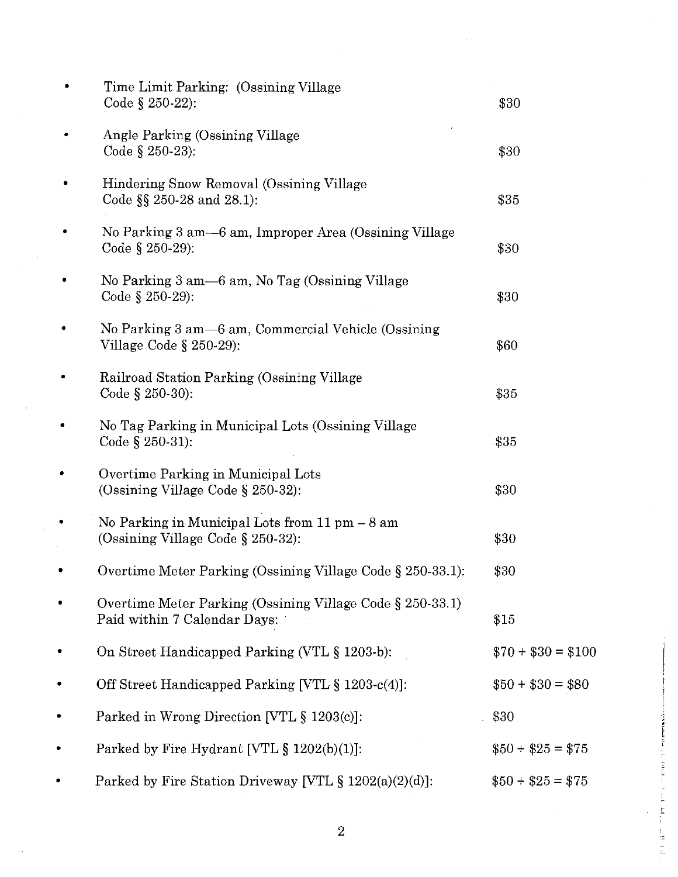- Time Limit Parking: (Ossining Village Code § 250-22): $30
- Angle Parking (Ossining Village Code § 250-23): $30
- Hindering Snow Removal (Ossining Village Code §§ 250-28 and 28.1): $35
- No Parking 3 am—6 am, Improper Area (Ossining Village Code § 250-29): $30
- No Parking 3 am—6 am, No Tag (Ossining Village Code § 250-29): $30
- No Parking 3 am—6 am, Commercial Vehicle (Ossining Village Code § 250-29): $60
- Railroad Station Parking (Ossining Village Code § 250-30): $35
- No Tag Parking in Municipal Lots (Ossining Village Code § 250-31): $35
- Overtime Parking in Municipal Lots (Ossining Village Code § 250-32): $30
- No Parking in Municipal Lots from 11 pm – 8 am (Ossining Village Code § 250-32): $30
- Overtime Meter Parking (Ossining Village Code § 250-33.1): $30
- Overtime Meter Parking (Ossining Village Code § 250-33.1) Paid within 7 Calendar Days: $15
- On Street Handicapped Parking (VTL § 1203-b): $70 + $30 = $100
- Off Street Handicapped Parking [VTL § 1203-c(4)]: $50 + $30 = $80
- Parked in Wrong Direction [VTL § 1203(c)]: $30
- Parked by Fire Hydrant [VTL § 1202(b)(1)]: $50 + $25 = $75
- Parked by Fire Station Driveway [VTL § 1202(a)(2)(d)]: $50 + $25 = $75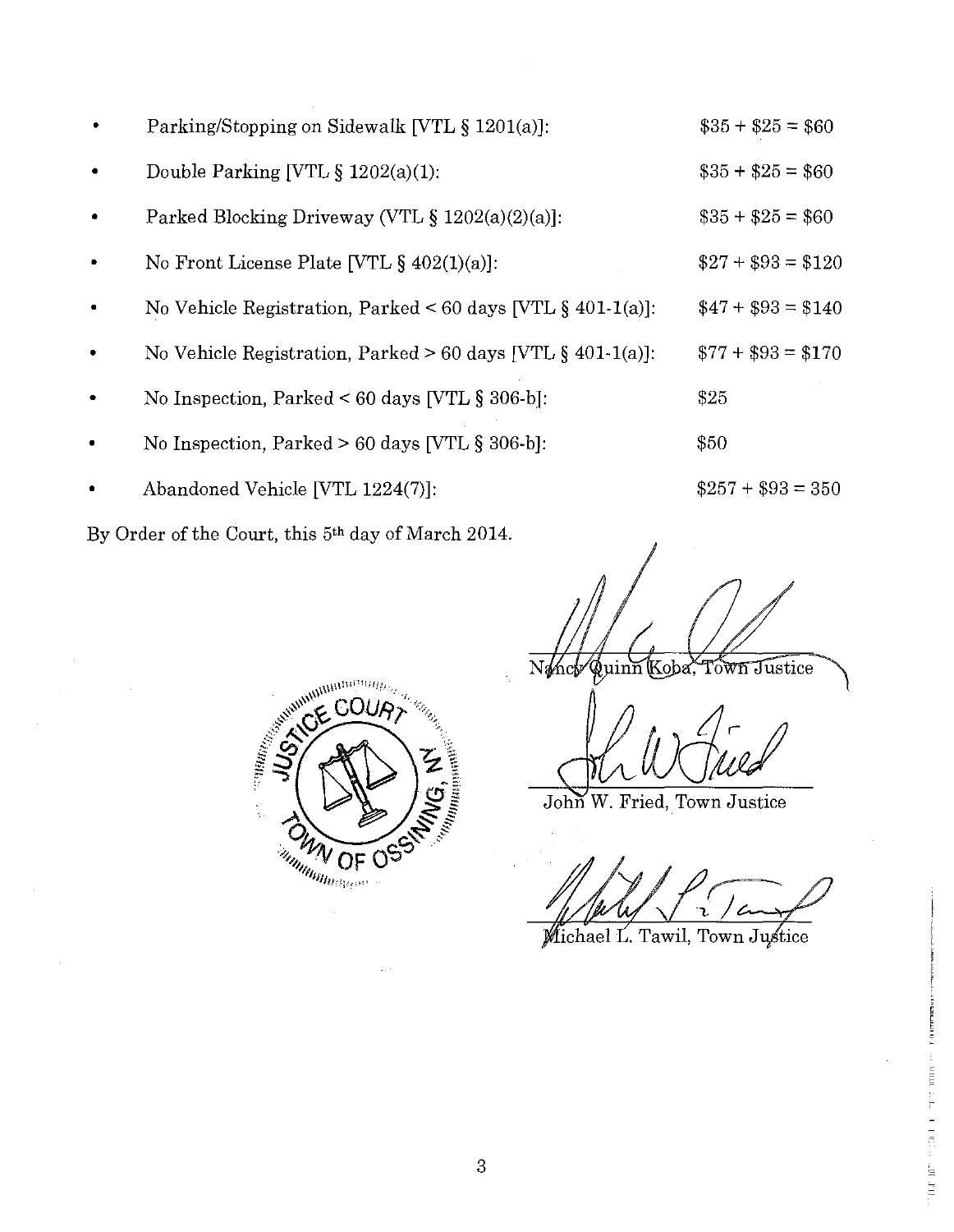- Parking/Stopping on Sidewalk [VTL § 1201(a)]: $35 + $25 = $60
- Double Parking [VTL § 1202(a)(1): $35 + $25 = $60
- Parked Blocking Driveway (VTL § 1202(a)(2)(a)]: $35 + $25 = $60
- No Front License Plate [VTL § 402(1)(a)]: $27 + $93 = $120
- No Vehicle Registration, Parked < 60 days [VTL § 401-1(a)]: $47 + $93 = $140
- No Vehicle Registration, Parked > 60 days [VTL § 401-1(a)]: $77 + $93 = $170
- No Inspection, Parked < 60 days [VTL § 306-b]: $25
- No Inspection, Parked > 60 days [VTL § 306-b]: $50
- Abandoned Vehicle [VTL 1224(7)]: $257 + $93 = 350

By Order of the Court, this 5th day of March 2014.

JUSTICE COURT TOWN OF OSSINING, NY

Nancy Quinn Koba, Town Justice

John W. Fried, Town Justice

Michael L. Tawil, Town Justice